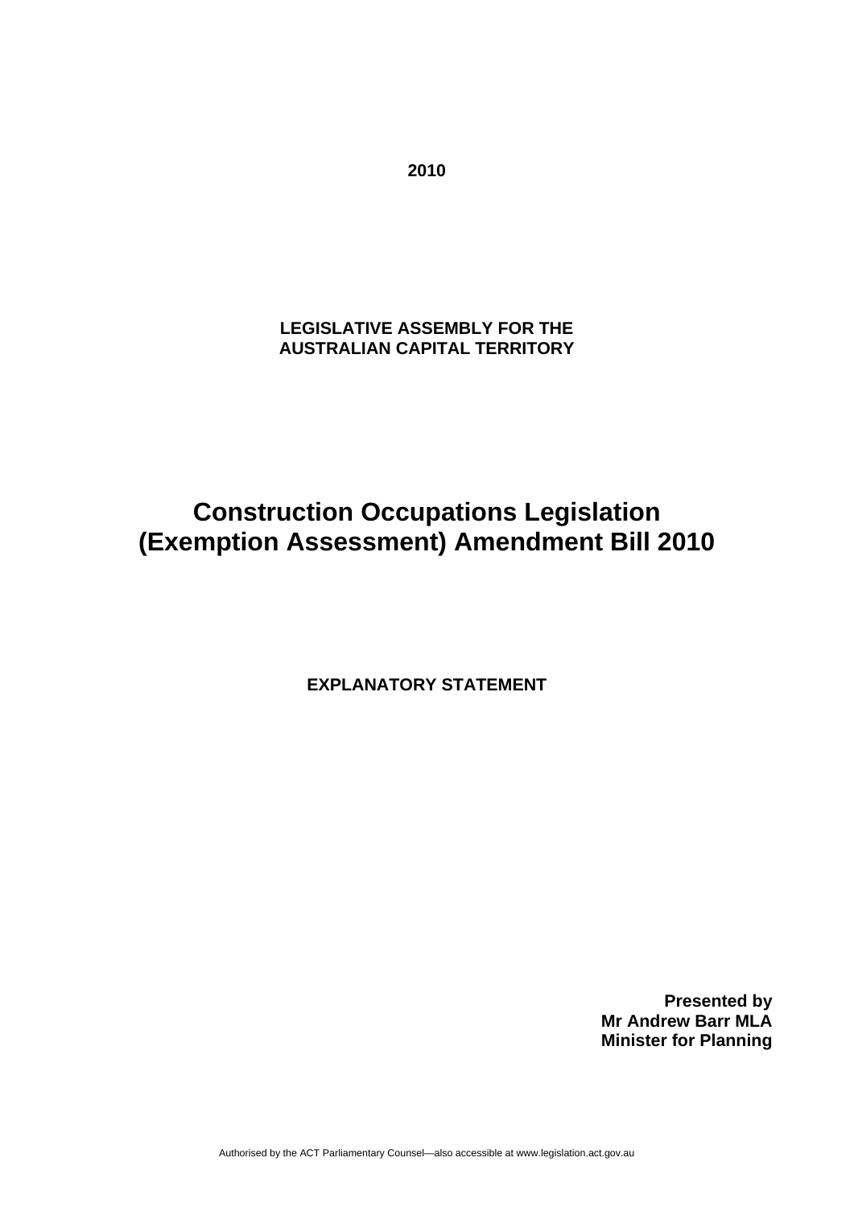**2010**

**LEGISLATIVE ASSEMBLY FOR THE AUSTRALIAN CAPITAL TERRITORY**

# Construction Occupations Legislation (Exemption Assessment) Amendment Bill 2010

**EXPLANATORY STATEMENT**

**Presented by**
**Mr Andrew Barr MLA**
**Minister for Planning**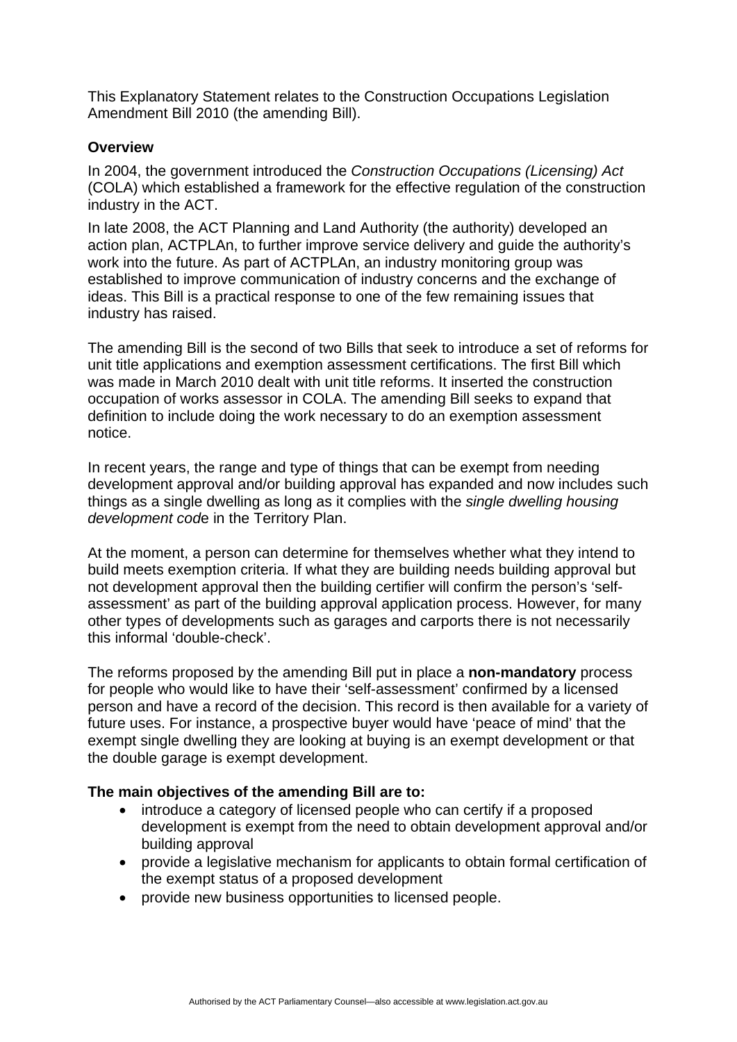This Explanatory Statement relates to the Construction Occupations Legislation Amendment Bill 2010 (the amending Bill).

**Overview**

In 2004, the government introduced the *Construction Occupations (Licensing) Act* (COLA) which established a framework for the effective regulation of the construction industry in the ACT.

In late 2008, the ACT Planning and Land Authority (the authority) developed an action plan, ACTPLAn, to further improve service delivery and guide the authority's work into the future. As part of ACTPLAn, an industry monitoring group was established to improve communication of industry concerns and the exchange of ideas. This Bill is a practical response to one of the few remaining issues that industry has raised.

The amending Bill is the second of two Bills that seek to introduce a set of reforms for unit title applications and exemption assessment certifications. The first Bill which was made in March 2010 dealt with unit title reforms. It inserted the construction occupation of works assessor in COLA. The amending Bill seeks to expand that definition to include doing the work necessary to do an exemption assessment notice.

In recent years, the range and type of things that can be exempt from needing development approval and/or building approval has expanded and now includes such things as a single dwelling as long as it complies with the *single dwelling housing development code* in the Territory Plan.

At the moment, a person can determine for themselves whether what they intend to build meets exemption criteria. If what they are building needs building approval but not development approval then the building certifier will confirm the person's 'self-assessment' as part of the building approval application process. However, for many other types of developments such as garages and carports there is not necessarily this informal 'double-check'.

The reforms proposed by the amending Bill put in place a **non-mandatory** process for people who would like to have their 'self-assessment' confirmed by a licensed person and have a record of the decision. This record is then available for a variety of future uses. For instance, a prospective buyer would have 'peace of mind' that the exempt single dwelling they are looking at buying is an exempt development or that the double garage is exempt development.

**The main objectives of the amending Bill are to:**

- introduce a category of licensed people who can certify if a proposed development is exempt from the need to obtain development approval and/or building approval
- provide a legislative mechanism for applicants to obtain formal certification of the exempt status of a proposed development
- provide new business opportunities to licensed people.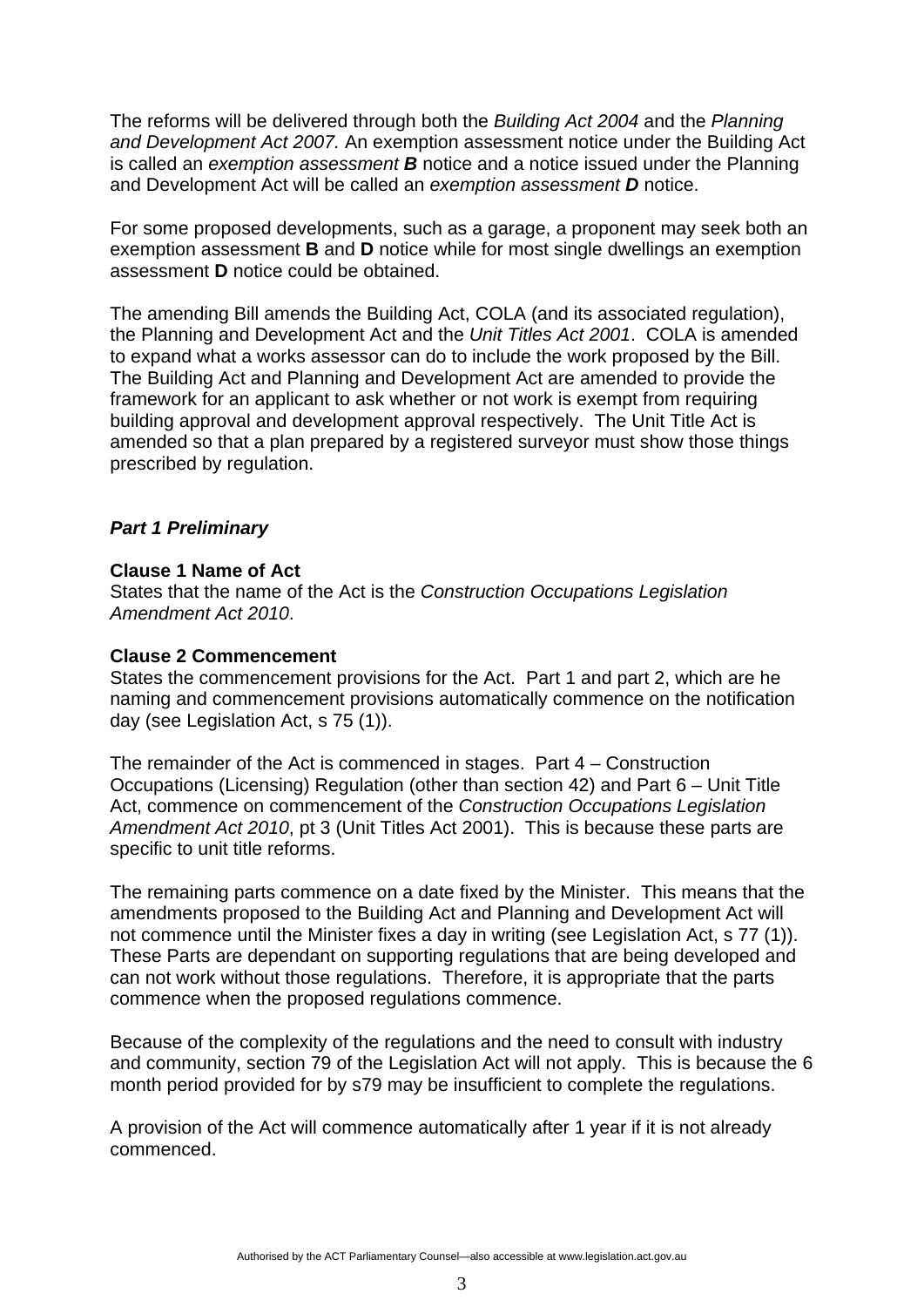The reforms will be delivered through both the *Building Act 2004* and the *Planning and Development Act 2007.* An exemption assessment notice under the Building Act is called an *exemption assessment **B*** notice and a notice issued under the Planning and Development Act will be called an *exemption assessment **D*** notice.

For some proposed developments, such as a garage, a proponent may seek both an exemption assessment **B** and **D** notice while for most single dwellings an exemption assessment **D** notice could be obtained.

The amending Bill amends the Building Act, COLA (and its associated regulation), the Planning and Development Act and the *Unit Titles Act 2001*. COLA is amended to expand what a works assessor can do to include the work proposed by the Bill. The Building Act and Planning and Development Act are amended to provide the framework for an applicant to ask whether or not work is exempt from requiring building approval and development approval respectively. The Unit Title Act is amended so that a plan prepared by a registered surveyor must show those things prescribed by regulation.

***Part 1 Preliminary***

**Clause 1 Name of Act**

States that the name of the Act is the *Construction Occupations Legislation Amendment Act 2010*.

**Clause 2 Commencement**

States the commencement provisions for the Act. Part 1 and part 2, which are he naming and commencement provisions automatically commence on the notification day (see Legislation Act, s 75 (1)).

The remainder of the Act is commenced in stages. Part 4 – Construction Occupations (Licensing) Regulation (other than section 42) and Part 6 – Unit Title Act, commence on commencement of the *Construction Occupations Legislation Amendment Act 2010*, pt 3 (Unit Titles Act 2001). This is because these parts are specific to unit title reforms.

The remaining parts commence on a date fixed by the Minister. This means that the amendments proposed to the Building Act and Planning and Development Act will not commence until the Minister fixes a day in writing (see Legislation Act, s 77 (1)). These Parts are dependant on supporting regulations that are being developed and can not work without those regulations. Therefore, it is appropriate that the parts commence when the proposed regulations commence.

Because of the complexity of the regulations and the need to consult with industry and community, section 79 of the Legislation Act will not apply. This is because the 6 month period provided for by s79 may be insufficient to complete the regulations.

A provision of the Act will commence automatically after 1 year if it is not already commenced.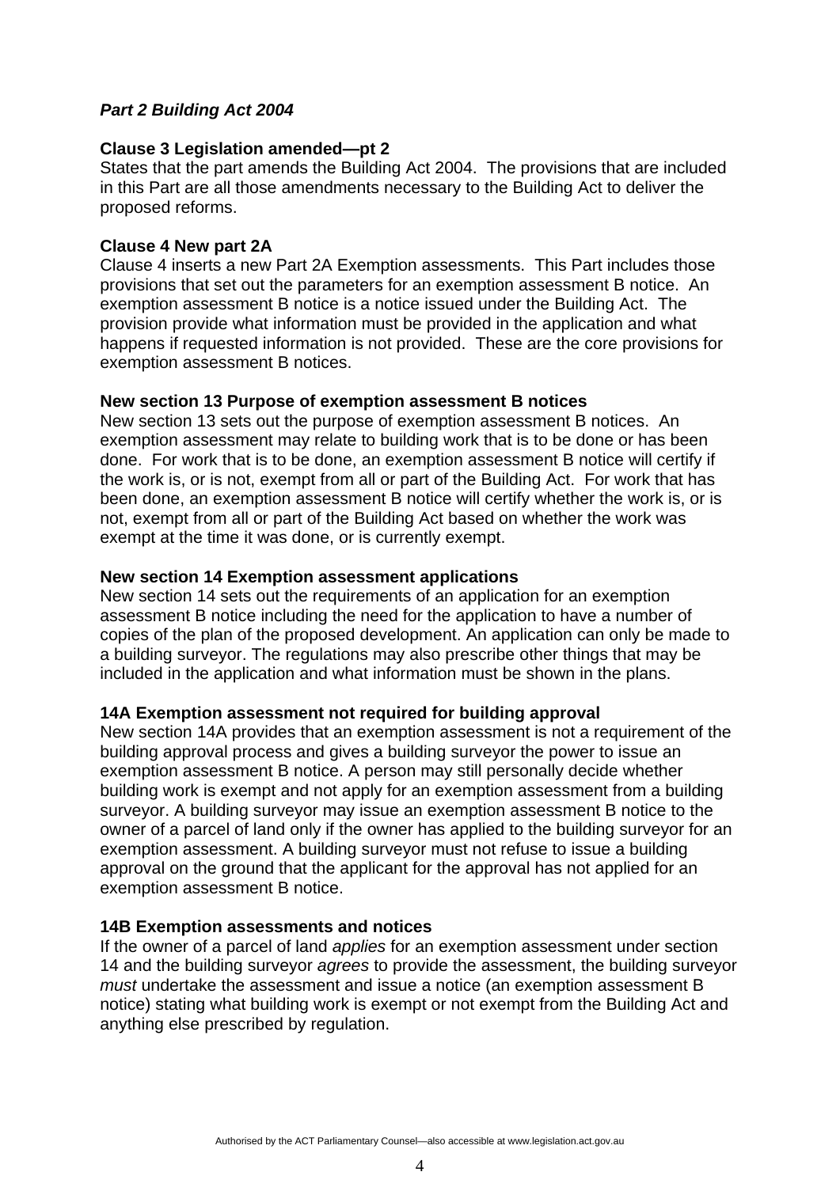***Part 2 Building Act 2004***

**Clause 3 Legislation amended—pt 2**

States that the part amends the Building Act 2004. The provisions that are included in this Part are all those amendments necessary to the Building Act to deliver the proposed reforms.

**Clause 4 New part 2A**

Clause 4 inserts a new Part 2A Exemption assessments. This Part includes those provisions that set out the parameters for an exemption assessment B notice. An exemption assessment B notice is a notice issued under the Building Act. The provision provide what information must be provided in the application and what happens if requested information is not provided. These are the core provisions for exemption assessment B notices.

**New section 13 Purpose of exemption assessment B notices**

New section 13 sets out the purpose of exemption assessment B notices. An exemption assessment may relate to building work that is to be done or has been done. For work that is to be done, an exemption assessment B notice will certify if the work is, or is not, exempt from all or part of the Building Act. For work that has been done, an exemption assessment B notice will certify whether the work is, or is not, exempt from all or part of the Building Act based on whether the work was exempt at the time it was done, or is currently exempt.

**New section 14 Exemption assessment applications**

New section 14 sets out the requirements of an application for an exemption assessment B notice including the need for the application to have a number of copies of the plan of the proposed development. An application can only be made to a building surveyor. The regulations may also prescribe other things that may be included in the application and what information must be shown in the plans.

**14A Exemption assessment not required for building approval**

New section 14A provides that an exemption assessment is not a requirement of the building approval process and gives a building surveyor the power to issue an exemption assessment B notice. A person may still personally decide whether building work is exempt and not apply for an exemption assessment from a building surveyor. A building surveyor may issue an exemption assessment B notice to the owner of a parcel of land only if the owner has applied to the building surveyor for an exemption assessment. A building surveyor must not refuse to issue a building approval on the ground that the applicant for the approval has not applied for an exemption assessment B notice.

**14B Exemption assessments and notices**

If the owner of a parcel of land *applies* for an exemption assessment under section 14 and the building surveyor *agrees* to provide the assessment, the building surveyor *must* undertake the assessment and issue a notice (an exemption assessment B notice) stating what building work is exempt or not exempt from the Building Act and anything else prescribed by regulation.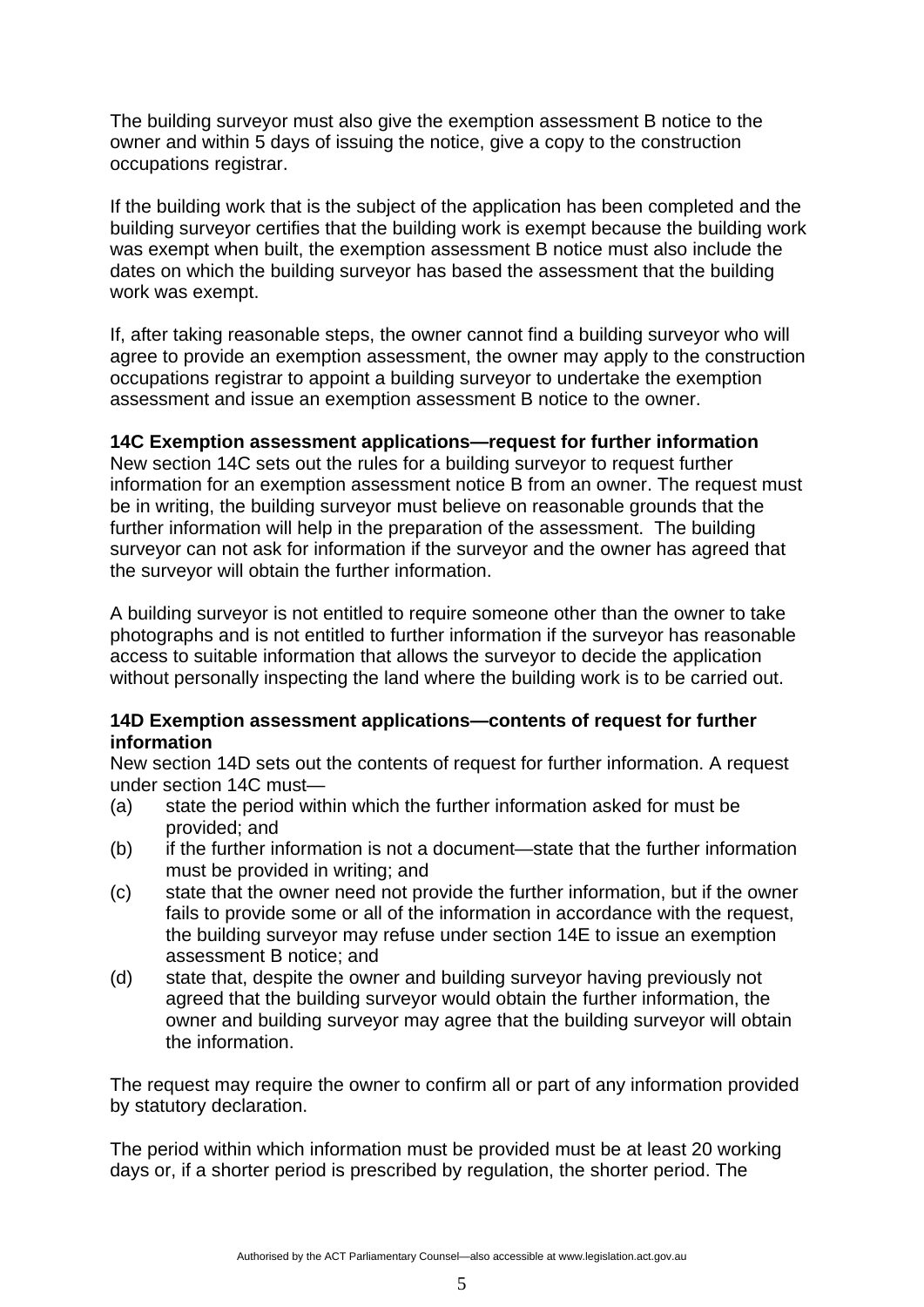The building surveyor must also give the exemption assessment B notice to the owner and within 5 days of issuing the notice, give a copy to the construction occupations registrar.

If the building work that is the subject of the application has been completed and the building surveyor certifies that the building work is exempt because the building work was exempt when built, the exemption assessment B notice must also include the dates on which the building surveyor has based the assessment that the building work was exempt.

If, after taking reasonable steps, the owner cannot find a building surveyor who will agree to provide an exemption assessment, the owner may apply to the construction occupations registrar to appoint a building surveyor to undertake the exemption assessment and issue an exemption assessment B notice to the owner.

**14C Exemption assessment applications—request for further information**
New section 14C sets out the rules for a building surveyor to request further information for an exemption assessment notice B from an owner. The request must be in writing, the building surveyor must believe on reasonable grounds that the further information will help in the preparation of the assessment. The building surveyor can not ask for information if the surveyor and the owner has agreed that the surveyor will obtain the further information.

A building surveyor is not entitled to require someone other than the owner to take photographs and is not entitled to further information if the surveyor has reasonable access to suitable information that allows the surveyor to decide the application without personally inspecting the land where the building work is to be carried out.

**14D Exemption assessment applications—contents of request for further information**
New section 14D sets out the contents of request for further information. A request under section 14C must—

(a) state the period within which the further information asked for must be provided; and
(b) if the further information is not a document—state that the further information must be provided in writing; and
(c) state that the owner need not provide the further information, but if the owner fails to provide some or all of the information in accordance with the request, the building surveyor may refuse under section 14E to issue an exemption assessment B notice; and
(d) state that, despite the owner and building surveyor having previously not agreed that the building surveyor would obtain the further information, the owner and building surveyor may agree that the building surveyor will obtain the information.

The request may require the owner to confirm all or part of any information provided by statutory declaration.

The period within which information must be provided must be at least 20 working days or, if a shorter period is prescribed by regulation, the shorter period. The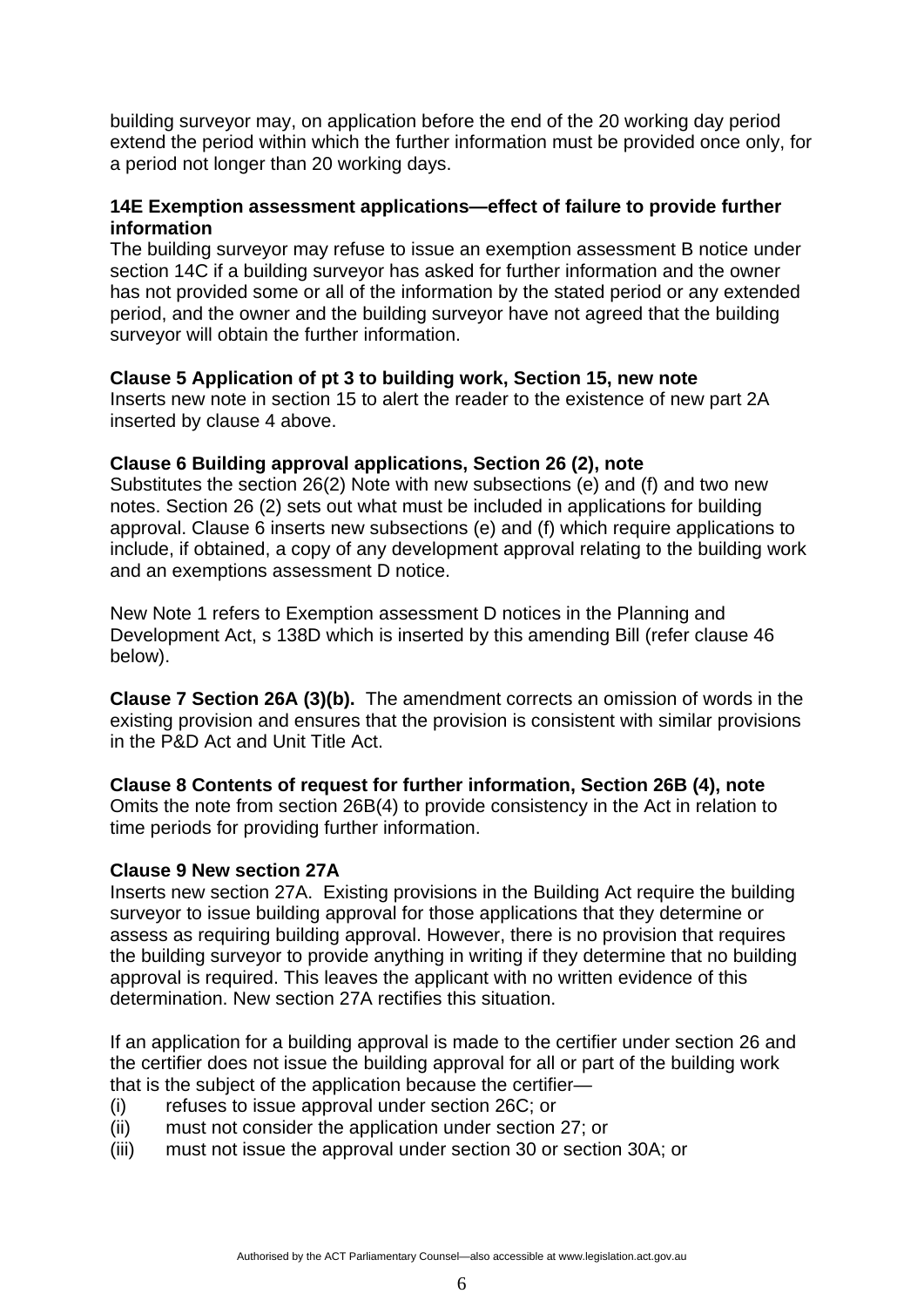building surveyor may, on application before the end of the 20 working day period extend the period within which the further information must be provided once only, for a period not longer than 20 working days.

**14E Exemption assessment applications—effect of failure to provide further information**
The building surveyor may refuse to issue an exemption assessment B notice under section 14C if a building surveyor has asked for further information and the owner has not provided some or all of the information by the stated period or any extended period, and the owner and the building surveyor have not agreed that the building surveyor will obtain the further information.

**Clause 5 Application of pt 3 to building work, Section 15, new note**
Inserts new note in section 15 to alert the reader to the existence of new part 2A inserted by clause 4 above.

**Clause 6 Building approval applications, Section 26 (2), note**
Substitutes the section 26(2) Note with new subsections (e) and (f) and two new notes. Section 26 (2) sets out what must be included in applications for building approval. Clause 6 inserts new subsections (e) and (f) which require applications to include, if obtained, a copy of any development approval relating to the building work and an exemptions assessment D notice.

New Note 1 refers to Exemption assessment D notices in the Planning and Development Act, s 138D which is inserted by this amending Bill (refer clause 46 below).

**Clause 7 Section 26A (3)(b).** The amendment corrects an omission of words in the existing provision and ensures that the provision is consistent with similar provisions in the P&D Act and Unit Title Act.

**Clause 8 Contents of request for further information, Section 26B (4), note**
Omits the note from section 26B(4) to provide consistency in the Act in relation to time periods for providing further information.

**Clause 9 New section 27A**
Inserts new section 27A. Existing provisions in the Building Act require the building surveyor to issue building approval for those applications that they determine or assess as requiring building approval. However, there is no provision that requires the building surveyor to provide anything in writing if they determine that no building approval is required. This leaves the applicant with no written evidence of this determination. New section 27A rectifies this situation.

If an application for a building approval is made to the certifier under section 26 and the certifier does not issue the building approval for all or part of the building work that is the subject of the application because the certifier—

(i) refuses to issue approval under section 26C; or
(ii) must not consider the application under section 27; or
(iii) must not issue the approval under section 30 or section 30A; or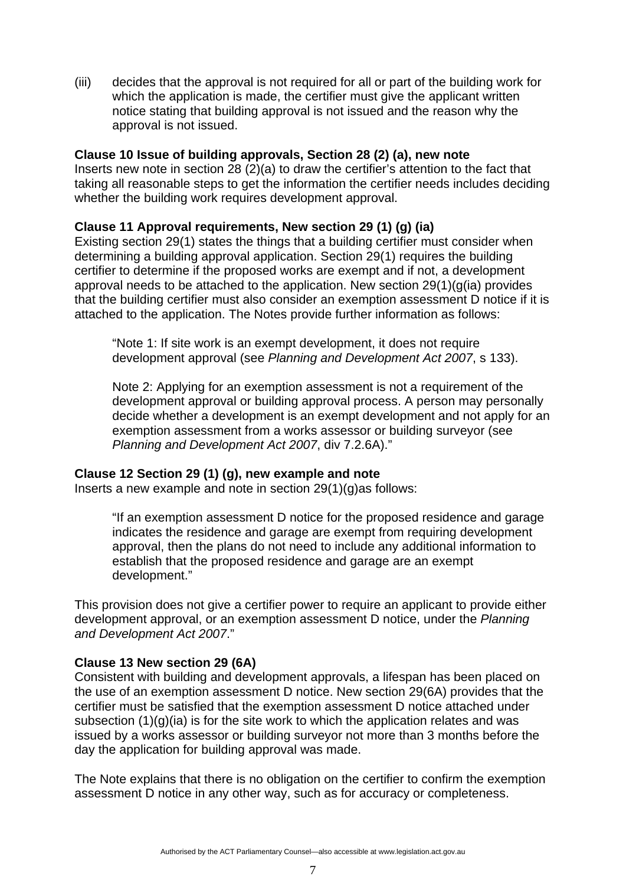(iii) decides that the approval is not required for all or part of the building work for which the application is made, the certifier must give the applicant written notice stating that building approval is not issued and the reason why the approval is not issued.

**Clause 10 Issue of building approvals, Section 28 (2) (a), new note**

Inserts new note in section 28 (2)(a) to draw the certifier's attention to the fact that taking all reasonable steps to get the information the certifier needs includes deciding whether the building work requires development approval.

**Clause 11 Approval requirements, New section 29 (1) (g) (ia)**

Existing section 29(1) states the things that a building certifier must consider when determining a building approval application. Section 29(1) requires the building certifier to determine if the proposed works are exempt and if not, a development approval needs to be attached to the application. New section 29(1)(g(ia) provides that the building certifier must also consider an exemption assessment D notice if it is attached to the application. The Notes provide further information as follows:

> "Note 1: If site work is an exempt development, it does not require development approval (see *Planning and Development Act 2007*, s 133).
>
> Note 2: Applying for an exemption assessment is not a requirement of the development approval or building approval process. A person may personally decide whether a development is an exempt development and not apply for an exemption assessment from a works assessor or building surveyor (see *Planning and Development Act 2007*, div 7.2.6A)."

**Clause 12 Section 29 (1) (g), new example and note**

Inserts a new example and note in section 29(1)(g)as follows:

> "If an exemption assessment D notice for the proposed residence and garage indicates the residence and garage are exempt from requiring development approval, then the plans do not need to include any additional information to establish that the proposed residence and garage are an exempt development."

This provision does not give a certifier power to require an applicant to provide either development approval, or an exemption assessment D notice, under the *Planning and Development Act 2007*."

**Clause 13 New section 29 (6A)**

Consistent with building and development approvals, a lifespan has been placed on the use of an exemption assessment D notice. New section 29(6A) provides that the certifier must be satisfied that the exemption assessment D notice attached under subsection (1)(g)(ia) is for the site work to which the application relates and was issued by a works assessor or building surveyor not more than 3 months before the day the application for building approval was made.

The Note explains that there is no obligation on the certifier to confirm the exemption assessment D notice in any other way, such as for accuracy or completeness.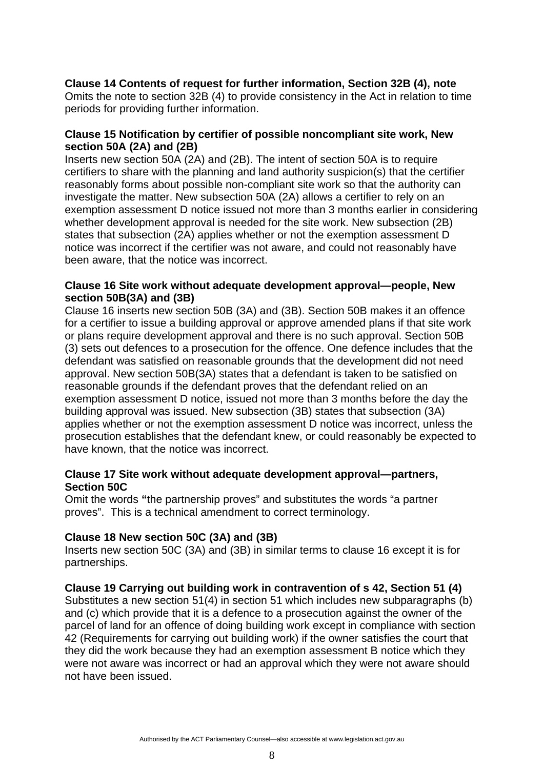**Clause 14 Contents of request for further information, Section 32B (4), note**
Omits the note to section 32B (4) to provide consistency in the Act in relation to time periods for providing further information.

**Clause 15 Notification by certifier of possible noncompliant site work, New section 50A (2A) and (2B)**
Inserts new section 50A (2A) and (2B). The intent of section 50A is to require certifiers to share with the planning and land authority suspicion(s) that the certifier reasonably forms about possible non-compliant site work so that the authority can investigate the matter. New subsection 50A (2A) allows a certifier to rely on an exemption assessment D notice issued not more than 3 months earlier in considering whether development approval is needed for the site work. New subsection (2B) states that subsection (2A) applies whether or not the exemption assessment D notice was incorrect if the certifier was not aware, and could not reasonably have been aware, that the notice was incorrect.

**Clause 16 Site work without adequate development approval—people, New section 50B(3A) and (3B)**
Clause 16 inserts new section 50B (3A) and (3B). Section 50B makes it an offence for a certifier to issue a building approval or approve amended plans if that site work or plans require development approval and there is no such approval. Section 50B (3) sets out defences to a prosecution for the offence. One defence includes that the defendant was satisfied on reasonable grounds that the development did not need approval. New section 50B(3A) states that a defendant is taken to be satisfied on reasonable grounds if the defendant proves that the defendant relied on an exemption assessment D notice, issued not more than 3 months before the day the building approval was issued. New subsection (3B) states that subsection (3A) applies whether or not the exemption assessment D notice was incorrect, unless the prosecution establishes that the defendant knew, or could reasonably be expected to have known, that the notice was incorrect.

**Clause 17 Site work without adequate development approval—partners, Section 50C**
Omit the words **"**the partnership proves" and substitutes the words "a partner proves". This is a technical amendment to correct terminology.

**Clause 18 New section 50C (3A) and (3B)**
Inserts new section 50C (3A) and (3B) in similar terms to clause 16 except it is for partnerships.

**Clause 19 Carrying out building work in contravention of s 42, Section 51 (4)**
Substitutes a new section 51(4) in section 51 which includes new subparagraphs (b) and (c) which provide that it is a defence to a prosecution against the owner of the parcel of land for an offence of doing building work except in compliance with section 42 (Requirements for carrying out building work) if the owner satisfies the court that they did the work because they had an exemption assessment B notice which they were not aware was incorrect or had an approval which they were not aware should not have been issued.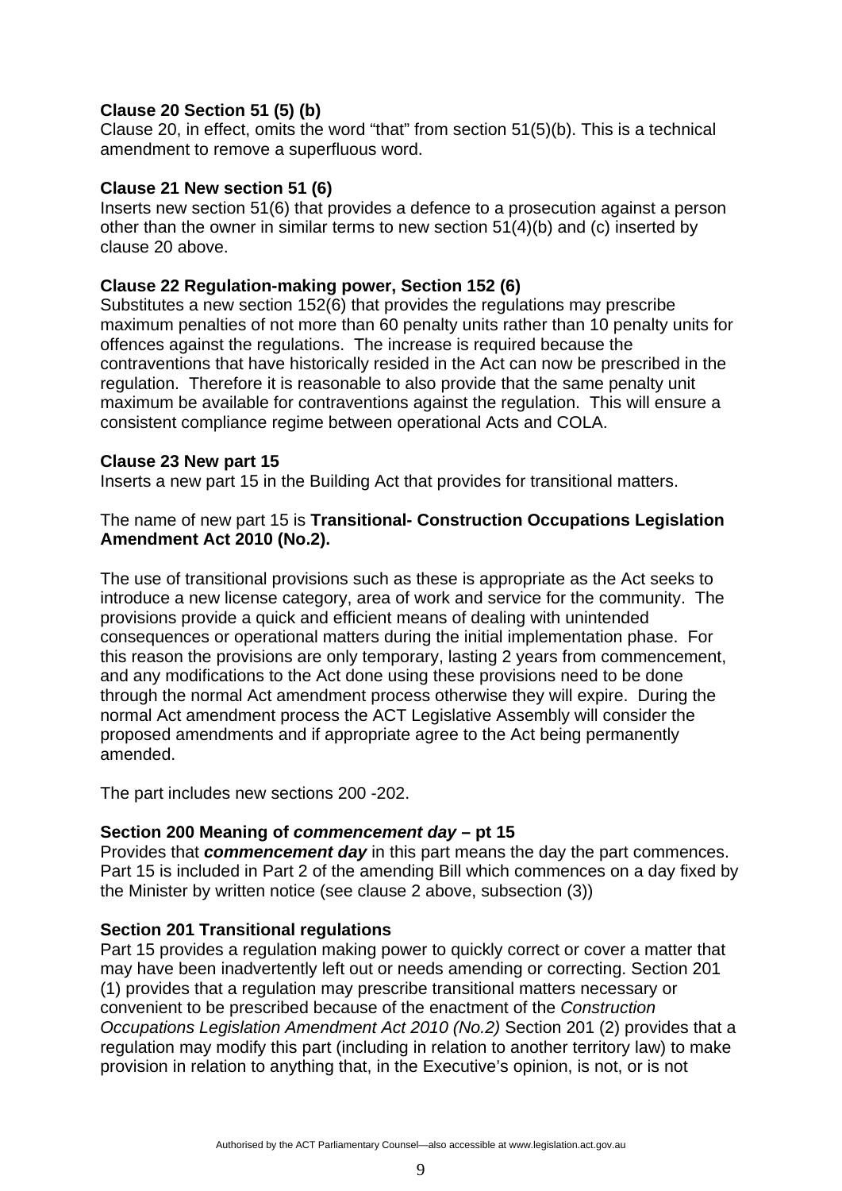**Clause 20 Section 51 (5) (b)**

Clause 20, in effect, omits the word "that" from section 51(5)(b). This is a technical amendment to remove a superfluous word.

**Clause 21 New section 51 (6)**

Inserts new section 51(6) that provides a defence to a prosecution against a person other than the owner in similar terms to new section 51(4)(b) and (c) inserted by clause 20 above.

**Clause 22 Regulation-making power, Section 152 (6)**

Substitutes a new section 152(6) that provides the regulations may prescribe maximum penalties of not more than 60 penalty units rather than 10 penalty units for offences against the regulations. The increase is required because the contraventions that have historically resided in the Act can now be prescribed in the regulation. Therefore it is reasonable to also provide that the same penalty unit maximum be available for contraventions against the regulation. This will ensure a consistent compliance regime between operational Acts and COLA.

**Clause 23 New part 15**

Inserts a new part 15 in the Building Act that provides for transitional matters.

The name of new part 15 is **Transitional- Construction Occupations Legislation Amendment Act 2010 (No.2).**

The use of transitional provisions such as these is appropriate as the Act seeks to introduce a new license category, area of work and service for the community. The provisions provide a quick and efficient means of dealing with unintended consequences or operational matters during the initial implementation phase. For this reason the provisions are only temporary, lasting 2 years from commencement, and any modifications to the Act done using these provisions need to be done through the normal Act amendment process otherwise they will expire. During the normal Act amendment process the ACT Legislative Assembly will consider the proposed amendments and if appropriate agree to the Act being permanently amended.

The part includes new sections 200 -202.

**Section 200 Meaning of *commencement day* – pt 15**

Provides that ***commencement day*** in this part means the day the part commences. Part 15 is included in Part 2 of the amending Bill which commences on a day fixed by the Minister by written notice (see clause 2 above, subsection (3))

**Section 201 Transitional regulations**

Part 15 provides a regulation making power to quickly correct or cover a matter that may have been inadvertently left out or needs amending or correcting. Section 201 (1) provides that a regulation may prescribe transitional matters necessary or convenient to be prescribed because of the enactment of the *Construction Occupations Legislation Amendment Act 2010 (No.2)* Section 201 (2) provides that a regulation may modify this part (including in relation to another territory law) to make provision in relation to anything that, in the Executive's opinion, is not, or is not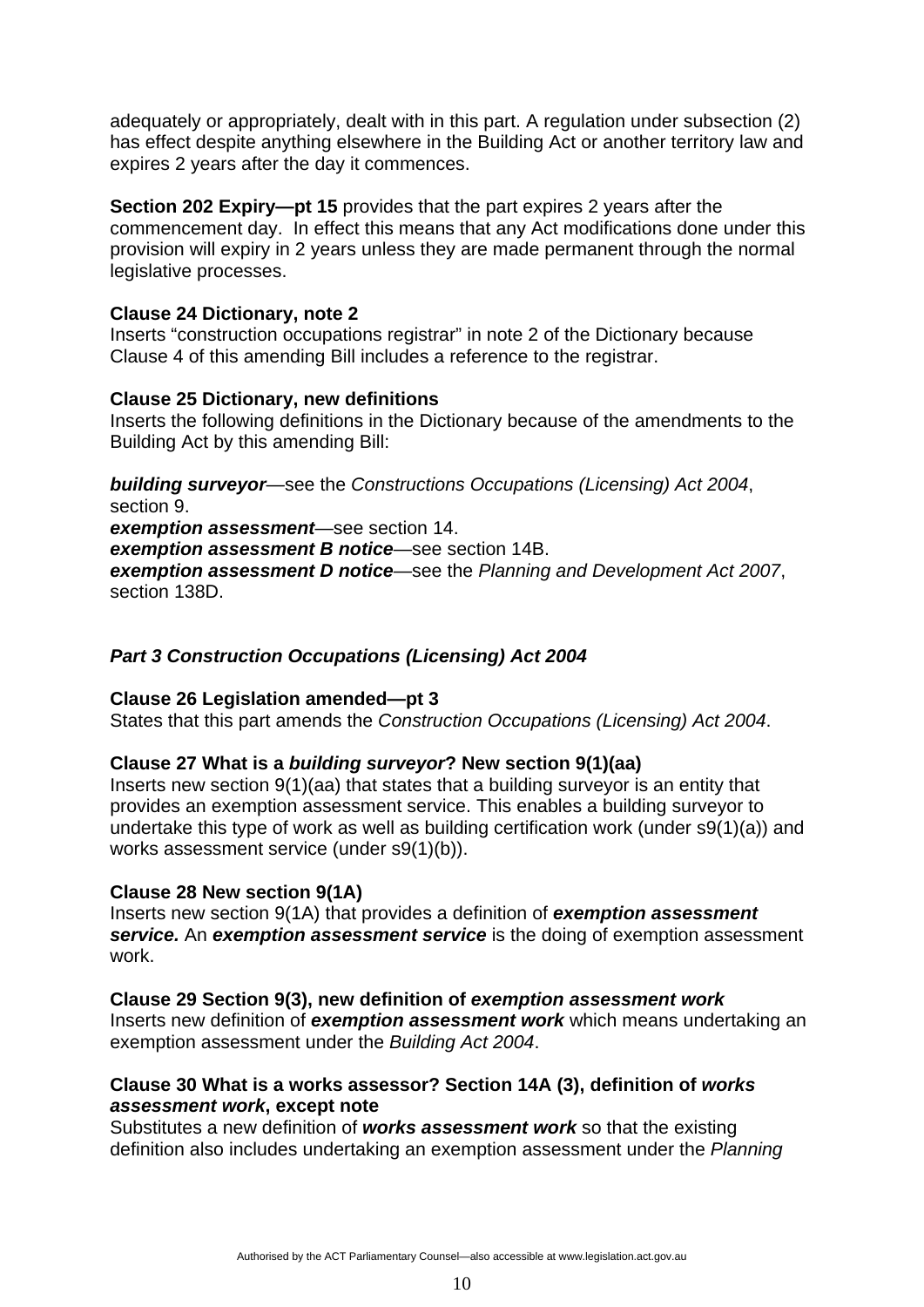adequately or appropriately, dealt with in this part. A regulation under subsection (2) has effect despite anything elsewhere in the Building Act or another territory law and expires 2 years after the day it commences.

**Section 202 Expiry—pt 15** provides that the part expires 2 years after the commencement day. In effect this means that any Act modifications done under this provision will expiry in 2 years unless they are made permanent through the normal legislative processes.

**Clause 24 Dictionary, note 2**
Inserts "construction occupations registrar" in note 2 of the Dictionary because Clause 4 of this amending Bill includes a reference to the registrar.

**Clause 25 Dictionary, new definitions**
Inserts the following definitions in the Dictionary because of the amendments to the Building Act by this amending Bill:

***building surveyor***—see the *Constructions Occupations (Licensing) Act 2004*, section 9.
***exemption assessment***—see section 14.
***exemption assessment B notice***—see section 14B.
***exemption assessment D notice***—see the *Planning and Development Act 2007*, section 138D.

***Part 3 Construction Occupations (Licensing) Act 2004***

**Clause 26 Legislation amended—pt 3**
States that this part amends the *Construction Occupations (Licensing) Act 2004*.

**Clause 27 What is a *building surveyor*? New section 9(1)(aa)**
Inserts new section 9(1)(aa) that states that a building surveyor is an entity that provides an exemption assessment service. This enables a building surveyor to undertake this type of work as well as building certification work (under s9(1)(a)) and works assessment service (under s9(1)(b)).

**Clause 28 New section 9(1A)**
Inserts new section 9(1A) that provides a definition of ***exemption assessment service.*** An ***exemption assessment service*** is the doing of exemption assessment work.

**Clause 29 Section 9(3), new definition of *exemption assessment work***
Inserts new definition of ***exemption assessment work*** which means undertaking an exemption assessment under the *Building Act 2004*.

**Clause 30 What is a works assessor? Section 14A (3), definition of *works assessment work*, except note**
Substitutes a new definition of ***works assessment work*** so that the existing definition also includes undertaking an exemption assessment under the *Planning*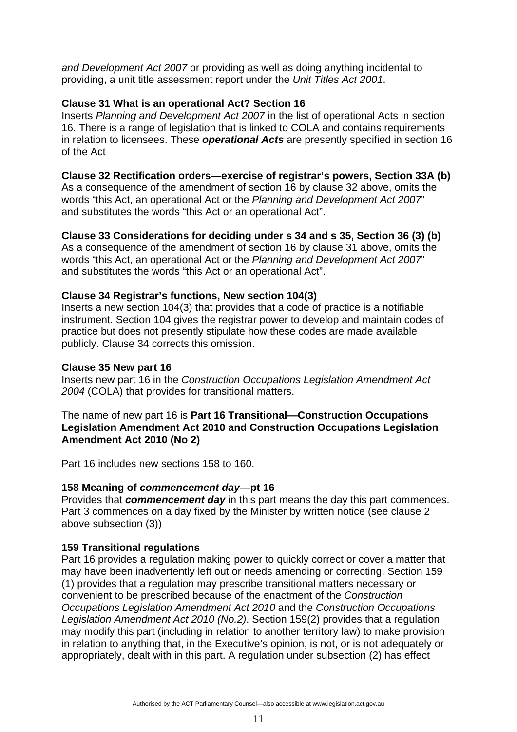*and Development Act 2007* or providing as well as doing anything incidental to providing, a unit title assessment report under the *Unit Titles Act 2001*.

**Clause 31 What is an operational Act? Section 16**

Inserts *Planning and Development Act 2007* in the list of operational Acts in section 16. There is a range of legislation that is linked to COLA and contains requirements in relation to licensees. These ***operational Acts*** are presently specified in section 16 of the Act

**Clause 32 Rectification orders—exercise of registrar's powers, Section 33A (b)**

As a consequence of the amendment of section 16 by clause 32 above, omits the words "this Act, an operational Act or the *Planning and Development Act 2007*" and substitutes the words "this Act or an operational Act".

**Clause 33 Considerations for deciding under s 34 and s 35, Section 36 (3) (b)**

As a consequence of the amendment of section 16 by clause 31 above, omits the words "this Act, an operational Act or the *Planning and Development Act 2007*" and substitutes the words "this Act or an operational Act".

**Clause 34 Registrar's functions, New section 104(3)**

Inserts a new section 104(3) that provides that a code of practice is a notifiable instrument. Section 104 gives the registrar power to develop and maintain codes of practice but does not presently stipulate how these codes are made available publicly. Clause 34 corrects this omission.

**Clause 35 New part 16**

Inserts new part 16 in the *Construction Occupations Legislation Amendment Act 2004* (COLA) that provides for transitional matters.

The name of new part 16 is **Part 16 Transitional—Construction Occupations Legislation Amendment Act 2010 and Construction Occupations Legislation Amendment Act 2010 (No 2)**

Part 16 includes new sections 158 to 160.

**158 Meaning of *commencement day*—pt 16**

Provides that ***commencement day*** in this part means the day this part commences. Part 3 commences on a day fixed by the Minister by written notice (see clause 2 above subsection (3))

**159 Transitional regulations**

Part 16 provides a regulation making power to quickly correct or cover a matter that may have been inadvertently left out or needs amending or correcting. Section 159 (1) provides that a regulation may prescribe transitional matters necessary or convenient to be prescribed because of the enactment of the *Construction Occupations Legislation Amendment Act 2010* and the *Construction Occupations Legislation Amendment Act 2010 (No.2)*. Section 159(2) provides that a regulation may modify this part (including in relation to another territory law) to make provision in relation to anything that, in the Executive's opinion, is not, or is not adequately or appropriately, dealt with in this part. A regulation under subsection (2) has effect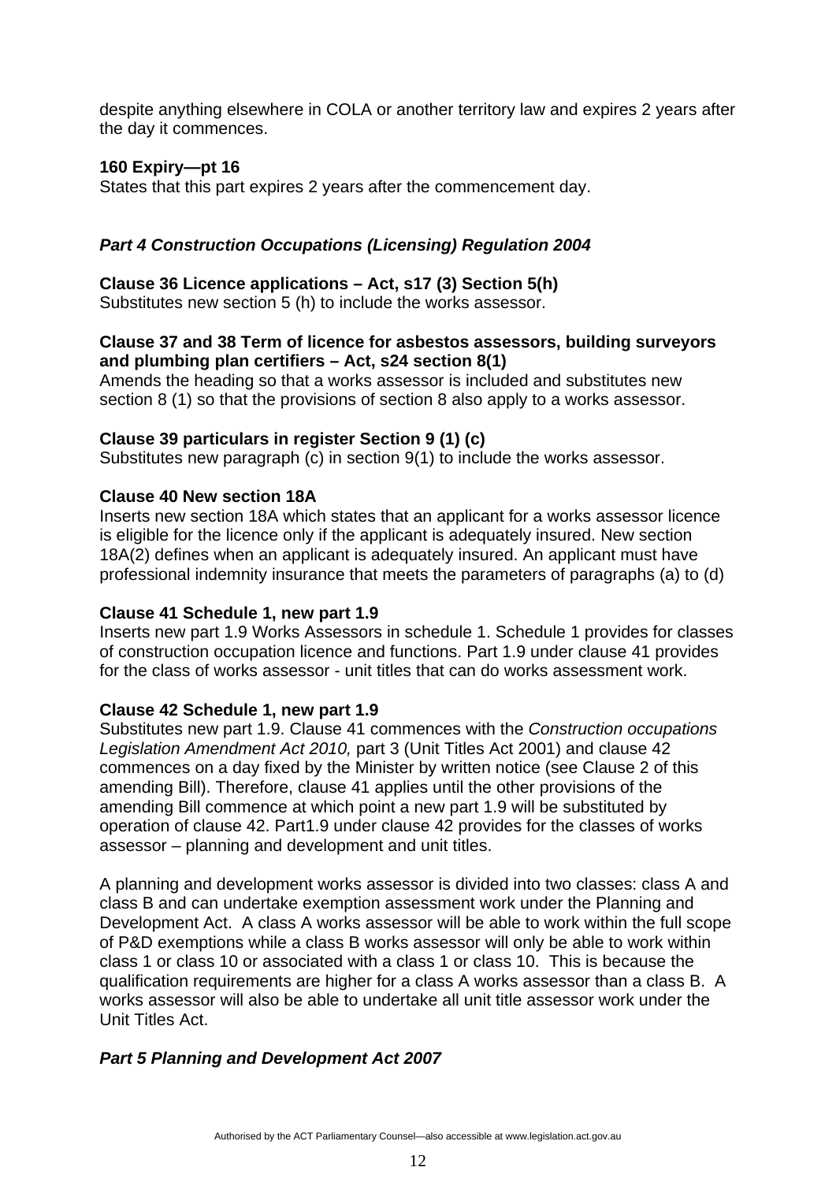despite anything elsewhere in COLA or another territory law and expires 2 years after the day it commences.

**160 Expiry—pt 16**
States that this part expires 2 years after the commencement day.

## *Part 4 Construction Occupations (Licensing) Regulation 2004*

**Clause 36 Licence applications – Act, s17 (3) Section 5(h)**
Substitutes new section 5 (h) to include the works assessor.

**Clause 37 and 38 Term of licence for asbestos assessors, building surveyors and plumbing plan certifiers – Act, s24 section 8(1)**
Amends the heading so that a works assessor is included and substitutes new section 8 (1) so that the provisions of section 8 also apply to a works assessor.

**Clause 39 particulars in register Section 9 (1) (c)**
Substitutes new paragraph (c) in section 9(1) to include the works assessor.

**Clause 40 New section 18A**
Inserts new section 18A which states that an applicant for a works assessor licence is eligible for the licence only if the applicant is adequately insured. New section 18A(2) defines when an applicant is adequately insured. An applicant must have professional indemnity insurance that meets the parameters of paragraphs (a) to (d)

**Clause 41 Schedule 1, new part 1.9**
Inserts new part 1.9 Works Assessors in schedule 1. Schedule 1 provides for classes of construction occupation licence and functions. Part 1.9 under clause 41 provides for the class of works assessor - unit titles that can do works assessment work.

**Clause 42 Schedule 1, new part 1.9**
Substitutes new part 1.9. Clause 41 commences with the *Construction occupations Legislation Amendment Act 2010,* part 3 (Unit Titles Act 2001) and clause 42 commences on a day fixed by the Minister by written notice (see Clause 2 of this amending Bill). Therefore, clause 41 applies until the other provisions of the amending Bill commence at which point a new part 1.9 will be substituted by operation of clause 42. Part1.9 under clause 42 provides for the classes of works assessor – planning and development and unit titles.

A planning and development works assessor is divided into two classes: class A and class B and can undertake exemption assessment work under the Planning and Development Act. A class A works assessor will be able to work within the full scope of P&D exemptions while a class B works assessor will only be able to work within class 1 or class 10 or associated with a class 1 or class 10. This is because the qualification requirements are higher for a class A works assessor than a class B. A works assessor will also be able to undertake all unit title assessor work under the Unit Titles Act.

## *Part 5 Planning and Development Act 2007*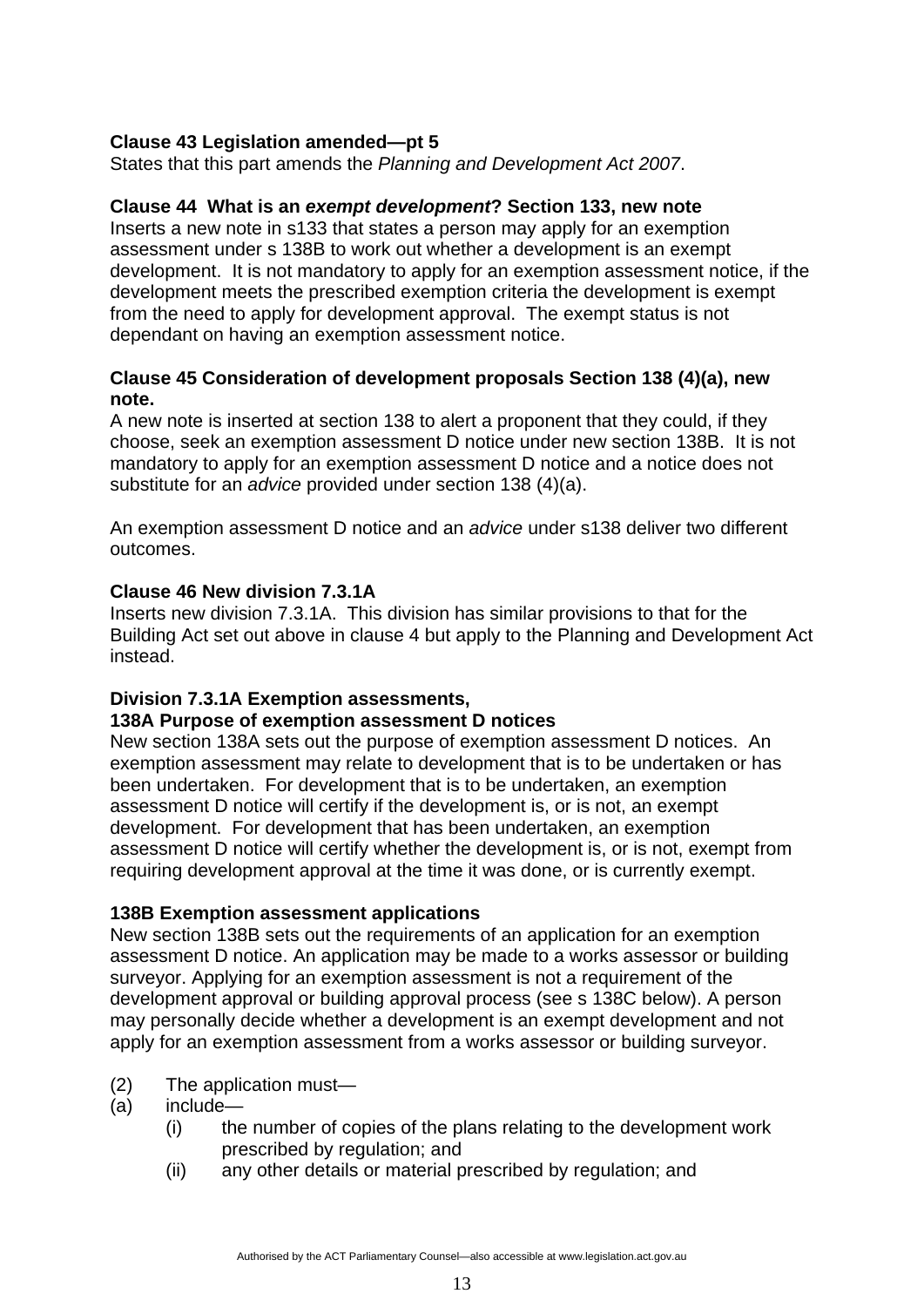**Clause 43 Legislation amended—pt 5**
States that this part amends the *Planning and Development Act 2007*.

**Clause 44 What is an *exempt development*? Section 133, new note**
Inserts a new note in s133 that states a person may apply for an exemption assessment under s 138B to work out whether a development is an exempt development. It is not mandatory to apply for an exemption assessment notice, if the development meets the prescribed exemption criteria the development is exempt from the need to apply for development approval. The exempt status is not dependant on having an exemption assessment notice.

**Clause 45 Consideration of development proposals Section 138 (4)(a), new note.**
A new note is inserted at section 138 to alert a proponent that they could, if they choose, seek an exemption assessment D notice under new section 138B. It is not mandatory to apply for an exemption assessment D notice and a notice does not substitute for an *advice* provided under section 138 (4)(a).

An exemption assessment D notice and an *advice* under s138 deliver two different outcomes.

**Clause 46 New division 7.3.1A**
Inserts new division 7.3.1A. This division has similar provisions to that for the Building Act set out above in clause 4 but apply to the Planning and Development Act instead.

**Division 7.3.1A Exemption assessments,**
**138A Purpose of exemption assessment D notices**
New section 138A sets out the purpose of exemption assessment D notices. An exemption assessment may relate to development that is to be undertaken or has been undertaken. For development that is to be undertaken, an exemption assessment D notice will certify if the development is, or is not, an exempt development. For development that has been undertaken, an exemption assessment D notice will certify whether the development is, or is not, exempt from requiring development approval at the time it was done, or is currently exempt.

**138B Exemption assessment applications**
New section 138B sets out the requirements of an application for an exemption assessment D notice. An application may be made to a works assessor or building surveyor. Applying for an exemption assessment is not a requirement of the development approval or building approval process (see s 138C below). A person may personally decide whether a development is an exempt development and not apply for an exemption assessment from a works assessor or building surveyor.

(2) The application must—
(a) include—
 (i) the number of copies of the plans relating to the development work prescribed by regulation; and
 (ii) any other details or material prescribed by regulation; and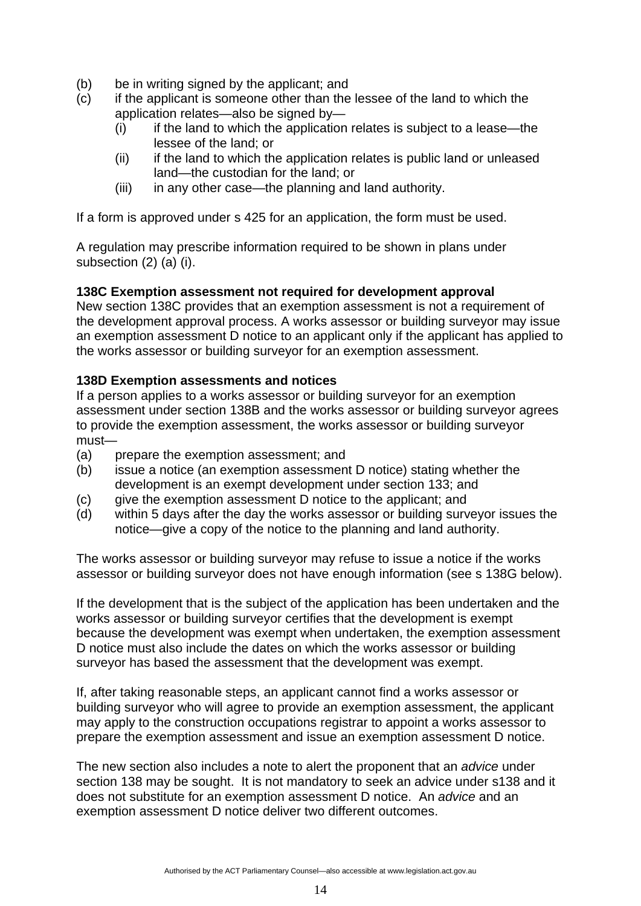(b) be in writing signed by the applicant; and
(c) if the applicant is someone other than the lessee of the land to which the application relates—also be signed by—
    (i) if the land to which the application relates is subject to a lease—the lessee of the land; or
    (ii) if the land to which the application relates is public land or unleased land—the custodian for the land; or
    (iii) in any other case—the planning and land authority.

If a form is approved under s 425 for an application, the form must be used.

A regulation may prescribe information required to be shown in plans under subsection (2) (a) (i).

**138C Exemption assessment not required for development approval**
New section 138C provides that an exemption assessment is not a requirement of the development approval process. A works assessor or building surveyor may issue an exemption assessment D notice to an applicant only if the applicant has applied to the works assessor or building surveyor for an exemption assessment.

**138D Exemption assessments and notices**
If a person applies to a works assessor or building surveyor for an exemption assessment under section 138B and the works assessor or building surveyor agrees to provide the exemption assessment, the works assessor or building surveyor must—
(a) prepare the exemption assessment; and
(b) issue a notice (an exemption assessment D notice) stating whether the development is an exempt development under section 133; and
(c) give the exemption assessment D notice to the applicant; and
(d) within 5 days after the day the works assessor or building surveyor issues the notice—give a copy of the notice to the planning and land authority.

The works assessor or building surveyor may refuse to issue a notice if the works assessor or building surveyor does not have enough information (see s 138G below).

If the development that is the subject of the application has been undertaken and the works assessor or building surveyor certifies that the development is exempt because the development was exempt when undertaken, the exemption assessment D notice must also include the dates on which the works assessor or building surveyor has based the assessment that the development was exempt.

If, after taking reasonable steps, an applicant cannot find a works assessor or building surveyor who will agree to provide an exemption assessment, the applicant may apply to the construction occupations registrar to appoint a works assessor to prepare the exemption assessment and issue an exemption assessment D notice.

The new section also includes a note to alert the proponent that an *advice* under section 138 may be sought. It is not mandatory to seek an advice under s138 and it does not substitute for an exemption assessment D notice. An *advice* and an exemption assessment D notice deliver two different outcomes.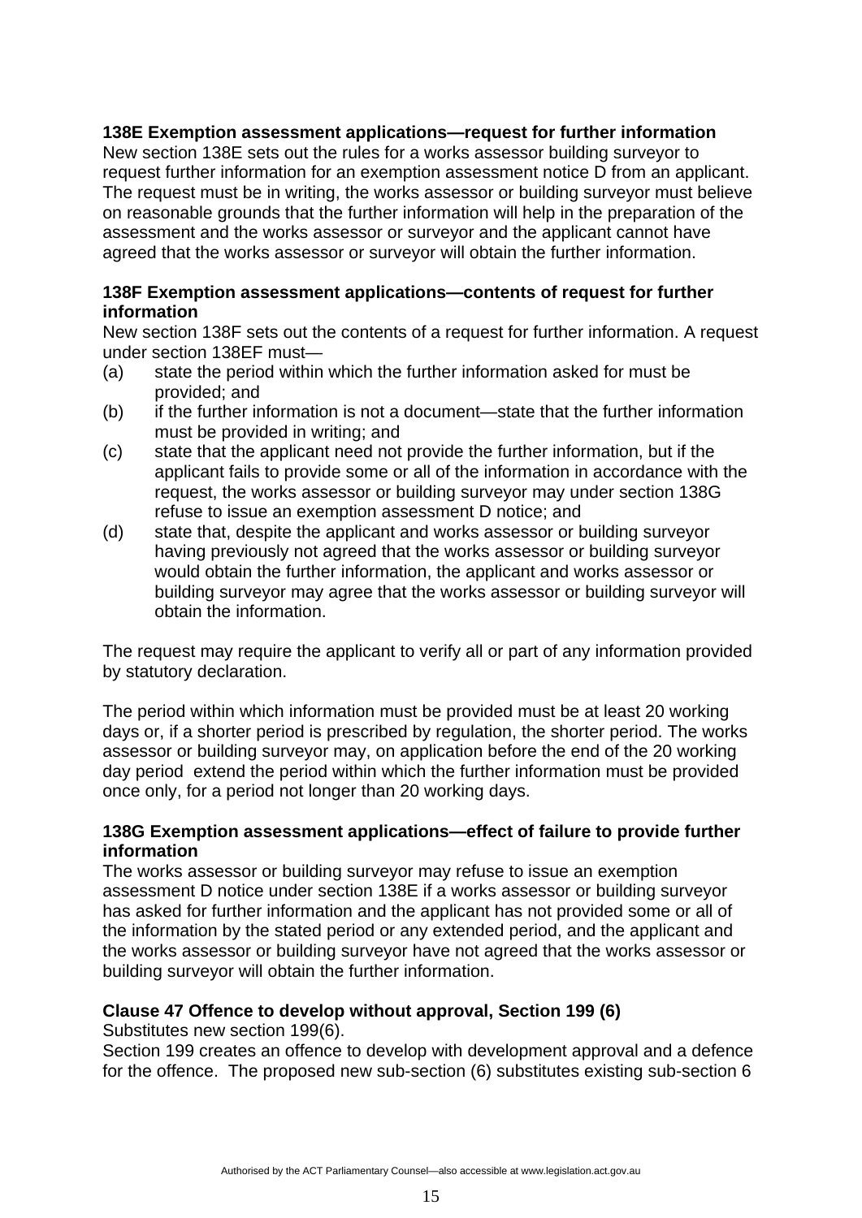**138E Exemption assessment applications—request for further information**

New section 138E sets out the rules for a works assessor building surveyor to request further information for an exemption assessment notice D from an applicant. The request must be in writing, the works assessor or building surveyor must believe on reasonable grounds that the further information will help in the preparation of the assessment and the works assessor or surveyor and the applicant cannot have agreed that the works assessor or surveyor will obtain the further information.

**138F Exemption assessment applications—contents of request for further information**

New section 138F sets out the contents of a request for further information. A request under section 138EF must—

(a) state the period within which the further information asked for must be provided; and

(b) if the further information is not a document—state that the further information must be provided in writing; and

(c) state that the applicant need not provide the further information, but if the applicant fails to provide some or all of the information in accordance with the request, the works assessor or building surveyor may under section 138G refuse to issue an exemption assessment D notice; and

(d) state that, despite the applicant and works assessor or building surveyor having previously not agreed that the works assessor or building surveyor would obtain the further information, the applicant and works assessor or building surveyor may agree that the works assessor or building surveyor will obtain the information.

The request may require the applicant to verify all or part of any information provided by statutory declaration.

The period within which information must be provided must be at least 20 working days or, if a shorter period is prescribed by regulation, the shorter period. The works assessor or building surveyor may, on application before the end of the 20 working day period extend the period within which the further information must be provided once only, for a period not longer than 20 working days.

**138G Exemption assessment applications—effect of failure to provide further information**

The works assessor or building surveyor may refuse to issue an exemption assessment D notice under section 138E if a works assessor or building surveyor has asked for further information and the applicant has not provided some or all of the information by the stated period or any extended period, and the applicant and the works assessor or building surveyor have not agreed that the works assessor or building surveyor will obtain the further information.

**Clause 47 Offence to develop without approval, Section 199 (6)**

Substitutes new section 199(6).

Section 199 creates an offence to develop with development approval and a defence for the offence. The proposed new sub-section (6) substitutes existing sub-section 6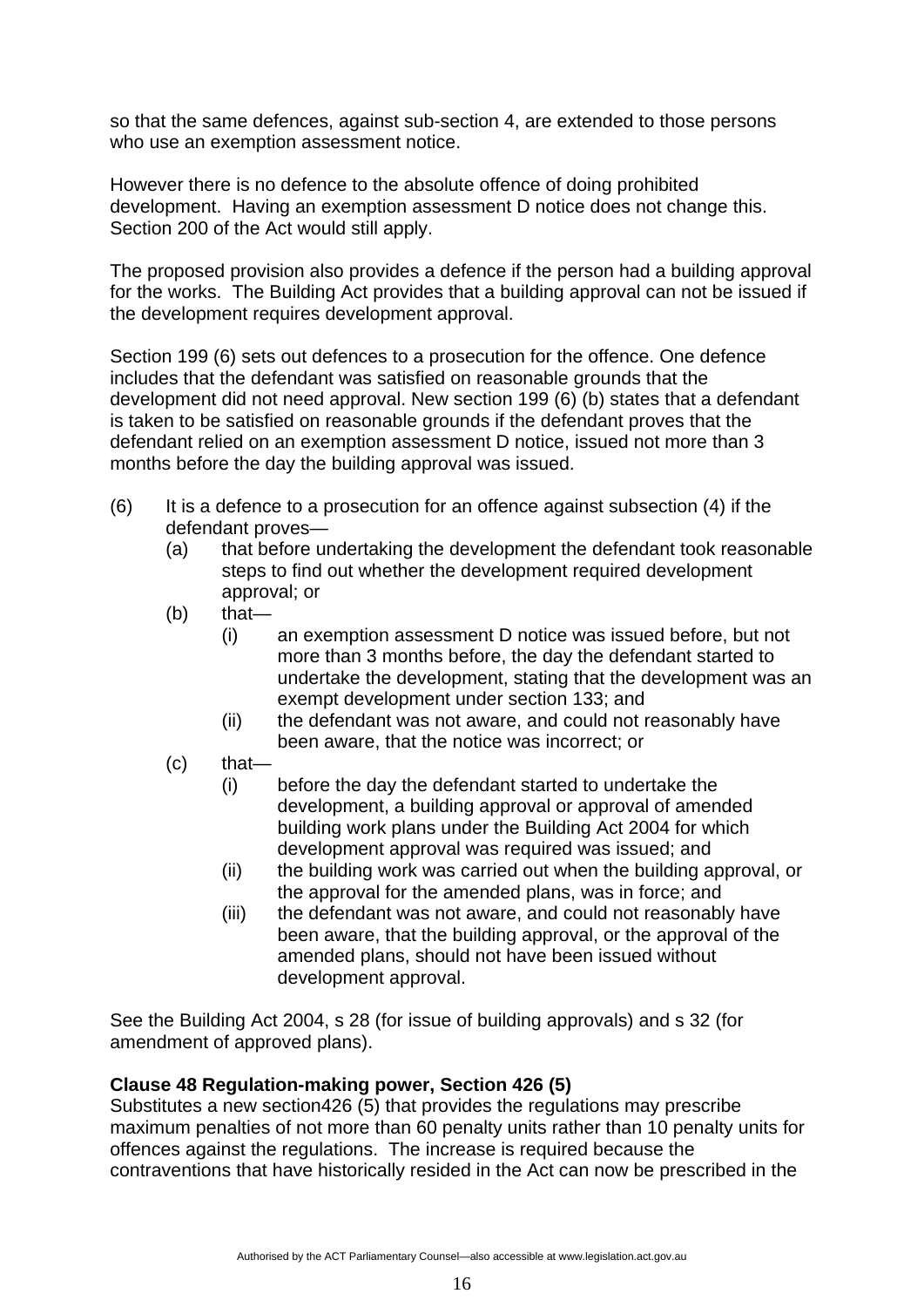so that the same defences, against sub-section 4, are extended to those persons who use an exemption assessment notice.

However there is no defence to the absolute offence of doing prohibited development. Having an exemption assessment D notice does not change this. Section 200 of the Act would still apply.

The proposed provision also provides a defence if the person had a building approval for the works. The Building Act provides that a building approval can not be issued if the development requires development approval.

Section 199 (6) sets out defences to a prosecution for the offence. One defence includes that the defendant was satisfied on reasonable grounds that the development did not need approval. New section 199 (6) (b) states that a defendant is taken to be satisfied on reasonable grounds if the defendant proves that the defendant relied on an exemption assessment D notice, issued not more than 3 months before the day the building approval was issued.

(6) It is a defence to a prosecution for an offence against subsection (4) if the defendant proves—

- (a) that before undertaking the development the defendant took reasonable steps to find out whether the development required development approval; or
- (b) that—
  - (i) an exemption assessment D notice was issued before, but not more than 3 months before, the day the defendant started to undertake the development, stating that the development was an exempt development under section 133; and
  - (ii) the defendant was not aware, and could not reasonably have been aware, that the notice was incorrect; or
- (c) that—
  - (i) before the day the defendant started to undertake the development, a building approval or approval of amended building work plans under the Building Act 2004 for which development approval was required was issued; and
  - (ii) the building work was carried out when the building approval, or the approval for the amended plans, was in force; and
  - (iii) the defendant was not aware, and could not reasonably have been aware, that the building approval, or the approval of the amended plans, should not have been issued without development approval.

See the Building Act 2004, s 28 (for issue of building approvals) and s 32 (for amendment of approved plans).

**Clause 48 Regulation-making power, Section 426 (5)**

Substitutes a new section426 (5) that provides the regulations may prescribe maximum penalties of not more than 60 penalty units rather than 10 penalty units for offences against the regulations. The increase is required because the contraventions that have historically resided in the Act can now be prescribed in the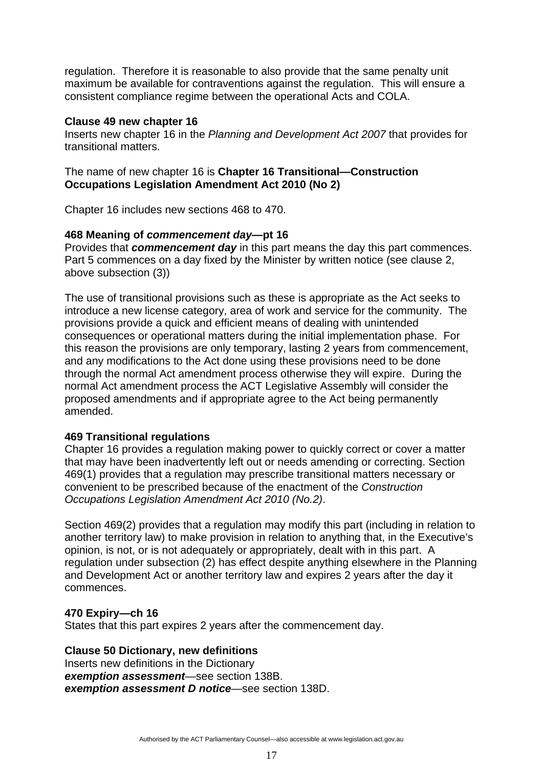regulation. Therefore it is reasonable to also provide that the same penalty unit maximum be available for contraventions against the regulation. This will ensure a consistent compliance regime between the operational Acts and COLA.

**Clause 49 new chapter 16**
Inserts new chapter 16 in the *Planning and Development Act 2007* that provides for transitional matters.

The name of new chapter 16 is **Chapter 16 Transitional—Construction Occupations Legislation Amendment Act 2010 (No 2)**

Chapter 16 includes new sections 468 to 470.

**468 Meaning of *commencement day*—pt 16**
Provides that ***commencement day*** in this part means the day this part commences. Part 5 commences on a day fixed by the Minister by written notice (see clause 2, above subsection (3))

The use of transitional provisions such as these is appropriate as the Act seeks to introduce a new license category, area of work and service for the community. The provisions provide a quick and efficient means of dealing with unintended consequences or operational matters during the initial implementation phase. For this reason the provisions are only temporary, lasting 2 years from commencement, and any modifications to the Act done using these provisions need to be done through the normal Act amendment process otherwise they will expire. During the normal Act amendment process the ACT Legislative Assembly will consider the proposed amendments and if appropriate agree to the Act being permanently amended.

**469 Transitional regulations**
Chapter 16 provides a regulation making power to quickly correct or cover a matter that may have been inadvertently left out or needs amending or correcting. Section 469(1) provides that a regulation may prescribe transitional matters necessary or convenient to be prescribed because of the enactment of the *Construction Occupations Legislation Amendment Act 2010 (No.2)*.

Section 469(2) provides that a regulation may modify this part (including in relation to another territory law) to make provision in relation to anything that, in the Executive's opinion, is not, or is not adequately or appropriately, dealt with in this part. A regulation under subsection (2) has effect despite anything elsewhere in the Planning and Development Act or another territory law and expires 2 years after the day it commences.

**470 Expiry—ch 16**
States that this part expires 2 years after the commencement day.

**Clause 50 Dictionary, new definitions**
Inserts new definitions in the Dictionary
***exemption assessment***—see section 138B.
***exemption assessment D notice***—see section 138D.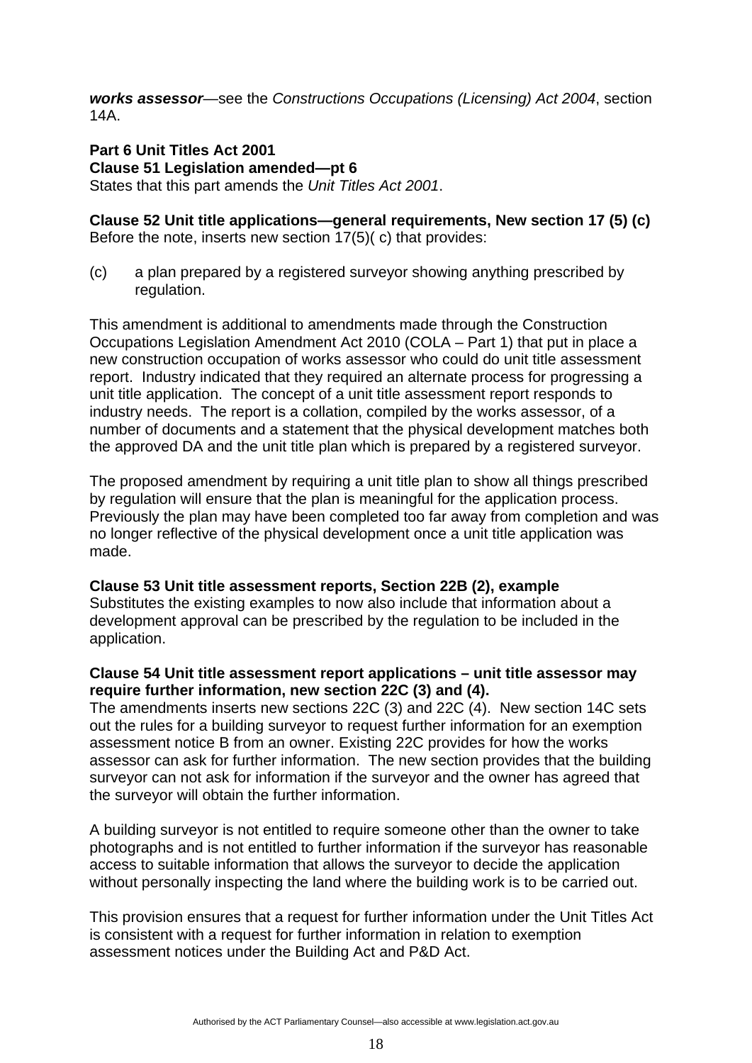***works assessor***—see the *Constructions Occupations (Licensing) Act 2004*, section 14A.

**Part 6 Unit Titles Act 2001**
**Clause 51 Legislation amended—pt 6**
States that this part amends the *Unit Titles Act 2001*.

**Clause 52 Unit title applications—general requirements, New section 17 (5) (c)**
Before the note, inserts new section 17(5)( c) that provides:

(c) a plan prepared by a registered surveyor showing anything prescribed by regulation.

This amendment is additional to amendments made through the Construction Occupations Legislation Amendment Act 2010 (COLA – Part 1) that put in place a new construction occupation of works assessor who could do unit title assessment report. Industry indicated that they required an alternate process for progressing a unit title application. The concept of a unit title assessment report responds to industry needs. The report is a collation, compiled by the works assessor, of a number of documents and a statement that the physical development matches both the approved DA and the unit title plan which is prepared by a registered surveyor.

The proposed amendment by requiring a unit title plan to show all things prescribed by regulation will ensure that the plan is meaningful for the application process. Previously the plan may have been completed too far away from completion and was no longer reflective of the physical development once a unit title application was made.

**Clause 53 Unit title assessment reports, Section 22B (2), example**
Substitutes the existing examples to now also include that information about a development approval can be prescribed by the regulation to be included in the application.

**Clause 54 Unit title assessment report applications – unit title assessor may require further information, new section 22C (3) and (4).**
The amendments inserts new sections 22C (3) and 22C (4). New section 14C sets out the rules for a building surveyor to request further information for an exemption assessment notice B from an owner. Existing 22C provides for how the works assessor can ask for further information. The new section provides that the building surveyor can not ask for information if the surveyor and the owner has agreed that the surveyor will obtain the further information.

A building surveyor is not entitled to require someone other than the owner to take photographs and is not entitled to further information if the surveyor has reasonable access to suitable information that allows the surveyor to decide the application without personally inspecting the land where the building work is to be carried out.

This provision ensures that a request for further information under the Unit Titles Act is consistent with a request for further information in relation to exemption assessment notices under the Building Act and P&D Act.